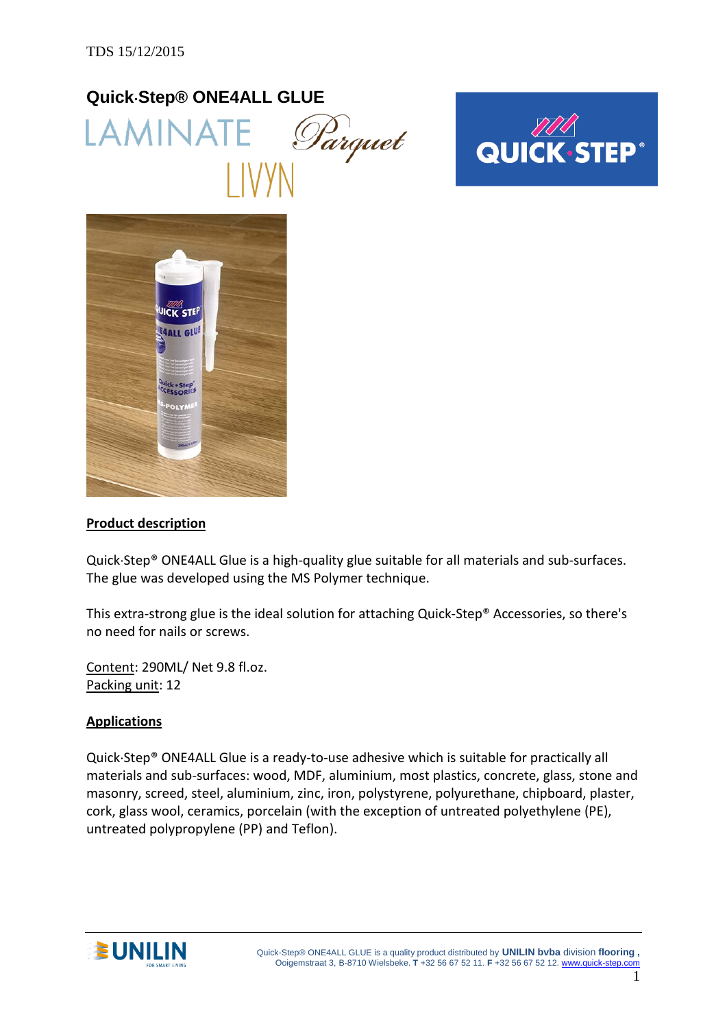TDS 15/12/2015

# Quick·Step® ONE4ALL GLUE

LAMINATE Parquet LIVYN

## Product description

Quick·Step® ONE4ALL Glue is a high-quality glue suitable for all materials and sub-surfaces. The glue was developed using the MS Polymer technique.

This extra-strong glue is the ideal solution for attaching Quick-Step® Accessories, so there's no need for nails or screws.

Content: 290ML/ Net 9.8 fl.oz.
Packing unit: 12

## Applications

Quick·Step® ONE4ALL Glue is a ready-to-use adhesive which is suitable for practically all materials and sub-surfaces: wood, MDF, aluminium, most plastics, concrete, glass, stone and masonry, screed, steel, aluminium, zinc, iron, polystyrene, polyurethane, chipboard, plaster, cork, glass wool, ceramics, porcelain (with the exception of untreated polyethylene (PE), untreated polypropylene (PP) and Teflon).

Quick-Step® ONE4ALL GLUE is a quality product distributed by **UNILIN bvba** division **flooring**, Ooigemstraat 3, B-8710 Wielsbeke. **T** +32 56 67 52 11. **F** +32 56 67 52 12. www.quick-step.com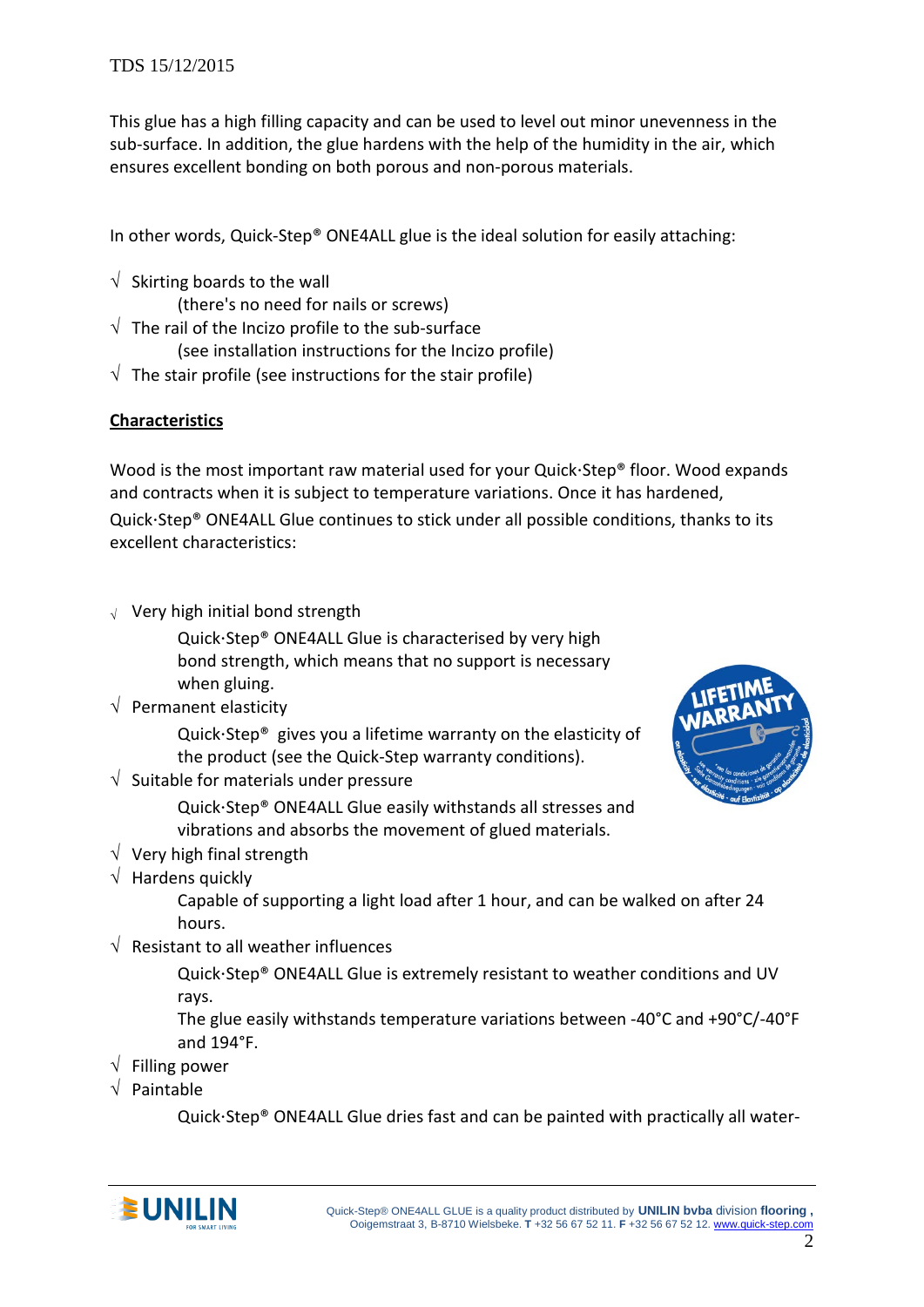This glue has a high filling capacity and can be used to level out minor unevenness in the sub-surface. In addition, the glue hardens with the help of the humidity in the air, which ensures excellent bonding on both porous and non-porous materials.

In other words, Quick-Step® ONE4ALL glue is the ideal solution for easily attaching:

- √ Skirting boards to the wall
  (there's no need for nails or screws)
- √ The rail of the Incizo profile to the sub-surface
  (see installation instructions for the Incizo profile)
- √ The stair profile (see instructions for the stair profile)

**Characteristics**

Wood is the most important raw material used for your Quick·Step® floor. Wood expands and contracts when it is subject to temperature variations. Once it has hardened, Quick·Step® ONE4ALL Glue continues to stick under all possible conditions, thanks to its excellent characteristics:

- √ Very high initial bond strength
  Quick·Step® ONE4ALL Glue is characterised by very high bond strength, which means that no support is necessary when gluing.
- √ Permanent elasticity
  Quick·Step® gives you a lifetime warranty on the elasticity of the product (see the Quick-Step warranty conditions).
- √ Suitable for materials under pressure
  Quick·Step® ONE4ALL Glue easily withstands all stresses and vibrations and absorbs the movement of glued materials.
- √ Very high final strength
- √ Hardens quickly
  Capable of supporting a light load after 1 hour, and can be walked on after 24 hours.
- √ Resistant to all weather influences
  Quick·Step® ONE4ALL Glue is extremely resistant to weather conditions and UV rays.
  The glue easily withstands temperature variations between -40°C and +90°C/-40°F and 194°F.
- √ Filling power
- √ Paintable
  Quick·Step® ONE4ALL Glue dries fast and can be painted with practically all water-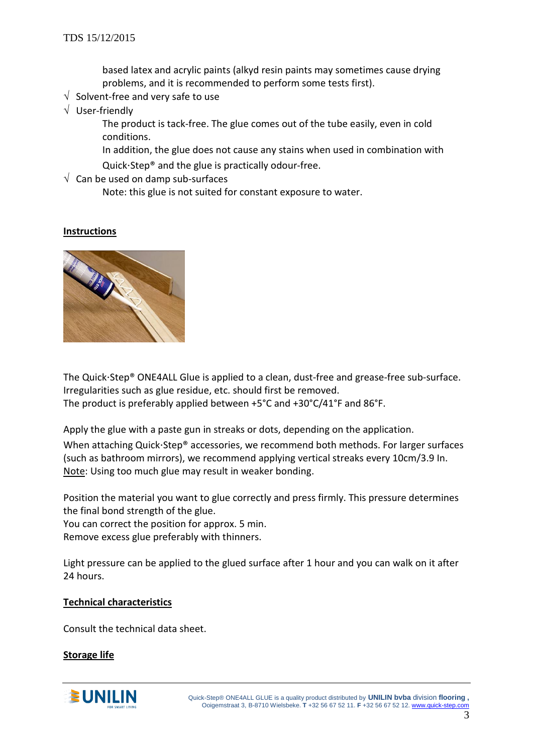based latex and acrylic paints (alkyd resin paints may sometimes cause drying problems, and it is recommended to perform some tests first).

- √ Solvent-free and very safe to use
- √ User-friendly

  The product is tack-free. The glue comes out of the tube easily, even in cold conditions.

  In addition, the glue does not cause any stains when used in combination with Quick·Step® and the glue is practically odour-free.

- √ Can be used on damp sub-surfaces

  Note: this glue is not suited for constant exposure to water.

## Instructions

The Quick·Step® ONE4ALL Glue is applied to a clean, dust-free and grease-free sub-surface. Irregularities such as glue residue, etc. should first be removed.
The product is preferably applied between +5°C and +30°C/41°F and 86°F.

Apply the glue with a paste gun in streaks or dots, depending on the application.
When attaching Quick·Step® accessories, we recommend both methods. For larger surfaces (such as bathroom mirrors), we recommend applying vertical streaks every 10cm/3.9 In.
Note: Using too much glue may result in weaker bonding.

Position the material you want to glue correctly and press firmly. This pressure determines the final bond strength of the glue.
You can correct the position for approx. 5 min.
Remove excess glue preferably with thinners.

Light pressure can be applied to the glued surface after 1 hour and you can walk on it after 24 hours.

## Technical characteristics

Consult the technical data sheet.

## Storage life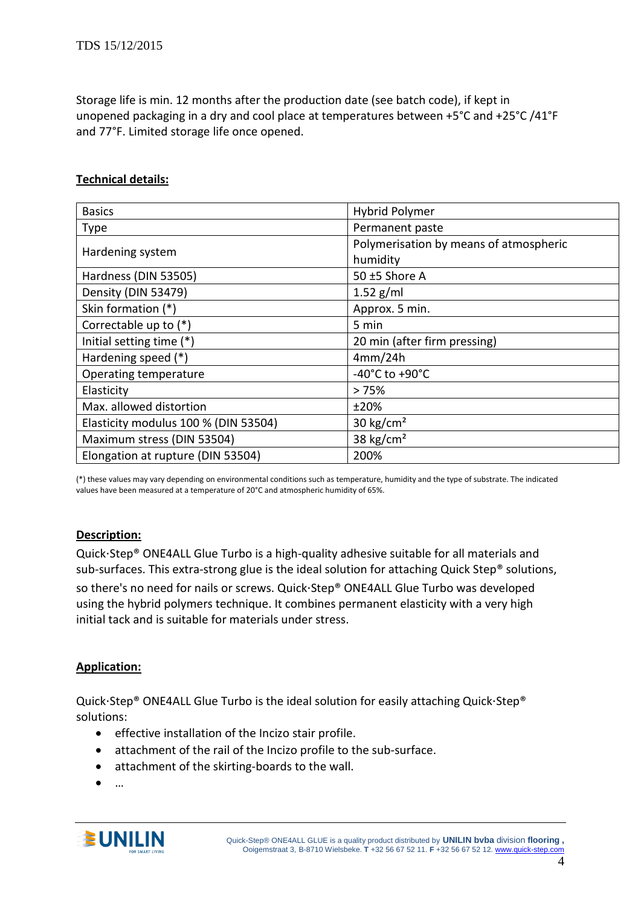Storage life is min. 12 months after the production date (see batch code), if kept in unopened packaging in a dry and cool place at temperatures between +5°C and +25°C /41°F and 77°F. Limited storage life once opened.

**Technical details:**

| Basics | Hybrid Polymer |
|---|---|
| Type | Permanent paste |
| Hardening system | Polymerisation by means of atmospheric humidity |
| Hardness (DIN 53505) | 50 ±5 Shore A |
| Density (DIN 53479) | 1.52 g/ml |
| Skin formation (*) | Approx. 5 min. |
| Correctable up to (*) | 5 min |
| Initial setting time (*) | 20 min (after firm pressing) |
| Hardening speed (*) | 4mm/24h |
| Operating temperature | -40°C to +90°C |
| Elasticity | > 75% |
| Max. allowed distortion | ±20% |
| Elasticity modulus 100 % (DIN 53504) | 30 kg/cm² |
| Maximum stress (DIN 53504) | 38 kg/cm² |
| Elongation at rupture (DIN 53504) | 200% |

(*) these values may vary depending on environmental conditions such as temperature, humidity and the type of substrate. The indicated values have been measured at a temperature of 20°C and atmospheric humidity of 65%.

**Description:**

Quick·Step® ONE4ALL Glue Turbo is a high-quality adhesive suitable for all materials and sub-surfaces. This extra-strong glue is the ideal solution for attaching Quick Step® solutions, so there's no need for nails or screws. Quick·Step® ONE4ALL Glue Turbo was developed using the hybrid polymers technique. It combines permanent elasticity with a very high initial tack and is suitable for materials under stress.

**Application:**

Quick·Step® ONE4ALL Glue Turbo is the ideal solution for easily attaching Quick·Step® solutions:

- effective installation of the Incizo stair profile.
- attachment of the rail of the Incizo profile to the sub-surface.
- attachment of the skirting-boards to the wall.
- …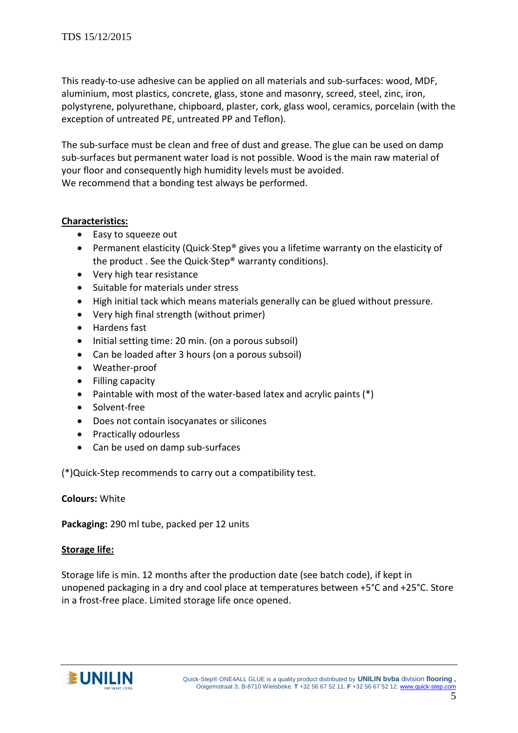This ready-to-use adhesive can be applied on all materials and sub-surfaces: wood, MDF, aluminium, most plastics, concrete, glass, stone and masonry, screed, steel, zinc, iron, polystyrene, polyurethane, chipboard, plaster, cork, glass wool, ceramics, porcelain (with the exception of untreated PE, untreated PP and Teflon).

The sub-surface must be clean and free of dust and grease. The glue can be used on damp sub-surfaces but permanent water load is not possible. Wood is the main raw material of your floor and consequently high humidity levels must be avoided.
We recommend that a bonding test always be performed.

**Characteristics:**

- Easy to squeeze out
- Permanent elasticity (Quick·Step® gives you a lifetime warranty on the elasticity of the product . See the Quick·Step® warranty conditions).
- Very high tear resistance
- Suitable for materials under stress
- High initial tack which means materials generally can be glued without pressure.
- Very high final strength (without primer)
- Hardens fast
- Initial setting time: 20 min. (on a porous subsoil)
- Can be loaded after 3 hours (on a porous subsoil)
- Weather-proof
- Filling capacity
- Paintable with most of the water-based latex and acrylic paints (*)
- Solvent-free
- Does not contain isocyanates or silicones
- Practically odourless
- Can be used on damp sub-surfaces

(*)Quick-Step recommends to carry out a compatibility test.

**Colours:** White

**Packaging:** 290 ml tube, packed per 12 units

**Storage life:**

Storage life is min. 12 months after the production date (see batch code), if kept in unopened packaging in a dry and cool place at temperatures between +5°C and +25°C. Store in a frost-free place. Limited storage life once opened.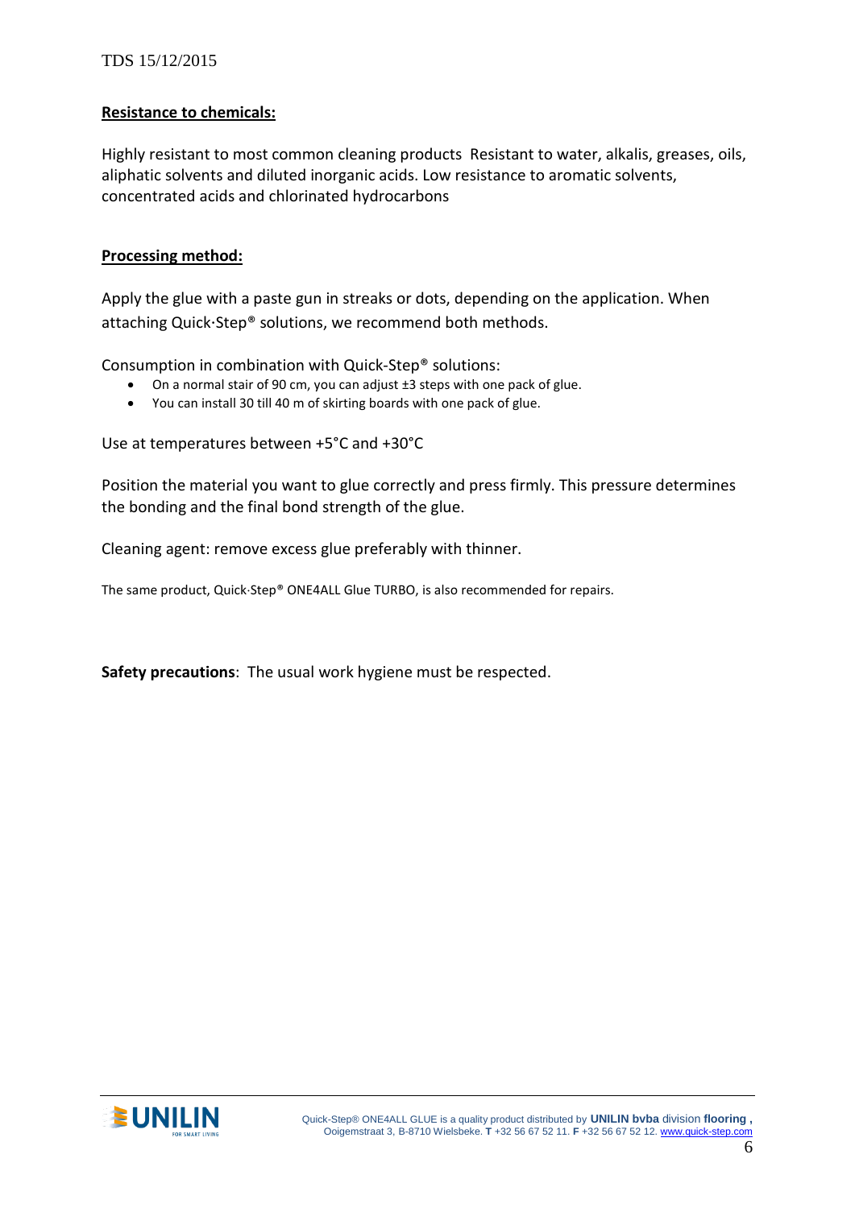**Resistance to chemicals:**

Highly resistant to most common cleaning products  Resistant to water, alkalis, greases, oils, aliphatic solvents and diluted inorganic acids. Low resistance to aromatic solvents, concentrated acids and chlorinated hydrocarbons

**Processing method:**

Apply the glue with a paste gun in streaks or dots, depending on the application. When attaching Quick·Step® solutions, we recommend both methods.

Consumption in combination with Quick-Step® solutions:

- On a normal stair of 90 cm, you can adjust ±3 steps with one pack of glue.
- You can install 30 till 40 m of skirting boards with one pack of glue.

Use at temperatures between +5°C and +30°C

Position the material you want to glue correctly and press firmly. This pressure determines the bonding and the final bond strength of the glue.

Cleaning agent: remove excess glue preferably with thinner.

The same product, Quick·Step® ONE4ALL Glue TURBO, is also recommended for repairs.

**Safety precautions**:  The usual work hygiene must be respected.